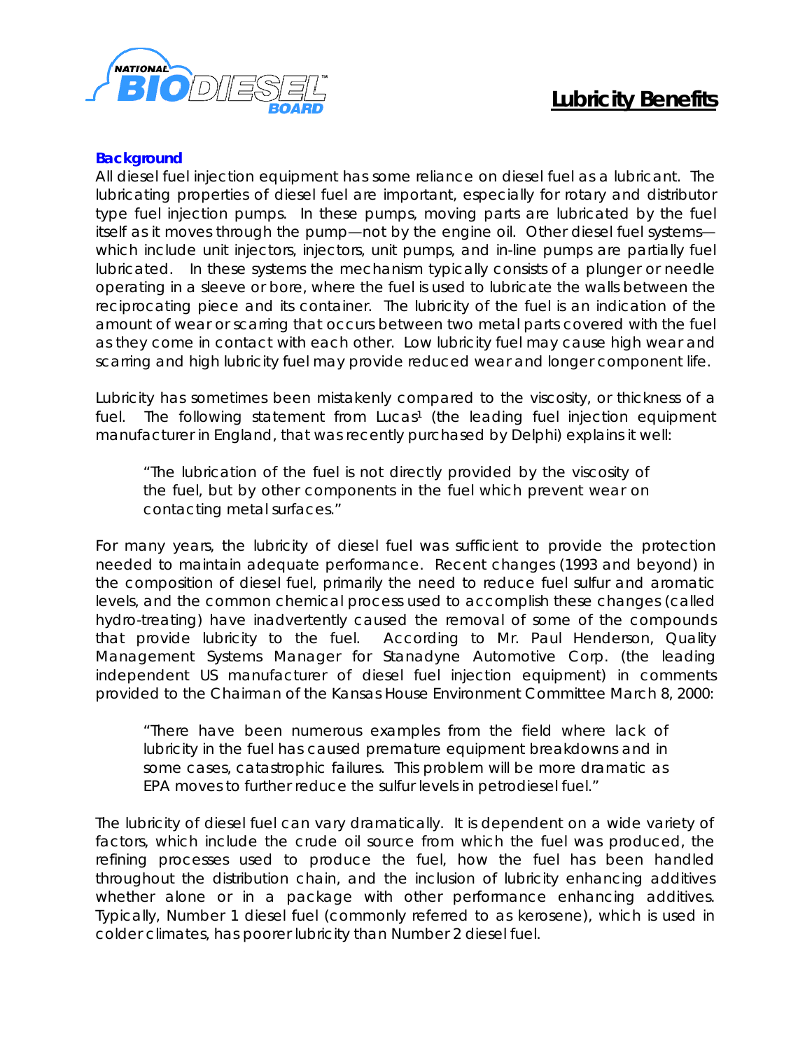# Lubricity Benefits

## Background

All diesel fuel injection equipment has some reliance on diesel fuel as a lubricant. The lubricating properties of diesel fuel are important, especially for rotary and distributor type fuel injection pumps. In these pumps, moving parts are lubricated by the fuel itself as it moves through the pump—not by the engine oil. Other diesel fuel systems—which include unit injectors, injectors, unit pumps, and in-line pumps are partially fuel lubricated. In these systems the mechanism typically consists of a plunger or needle operating in a sleeve or bore, where the fuel is used to lubricate the walls between the reciprocating piece and its container. The lubricity of the fuel is an indication of the amount of wear or scarring that occurs between two metal parts covered with the fuel as they come in contact with each other. Low lubricity fuel may cause high wear and scarring and high lubricity fuel may provide reduced wear and longer component life.

Lubricity has sometimes been mistakenly compared to the viscosity, or thickness of a fuel. The following statement from Lucas[1] (the leading fuel injection equipment manufacturer in England, that was recently purchased by Delphi) explains it well:

> "The lubrication of the fuel is not directly provided by the viscosity of the fuel, but by other components in the fuel which prevent wear on contacting metal surfaces."

For many years, the lubricity of diesel fuel was sufficient to provide the protection needed to maintain adequate performance. Recent changes (1993 and beyond) in the composition of diesel fuel, primarily the need to reduce fuel sulfur and aromatic levels, and the common chemical process used to accomplish these changes (called hydro-treating) have inadvertently caused the removal of some of the compounds that provide lubricity to the fuel. According to Mr. Paul Henderson, Quality Management Systems Manager for Stanadyne Automotive Corp. (the leading independent US manufacturer of diesel fuel injection equipment) in comments provided to the Chairman of the Kansas House Environment Committee March 8, 2000:

> "There have been numerous examples from the field where lack of lubricity in the fuel has caused premature equipment breakdowns and in some cases, catastrophic failures. This problem will be more dramatic as EPA moves to further reduce the sulfur levels in petrodiesel fuel."

The lubricity of diesel fuel can vary dramatically. It is dependent on a wide variety of factors, which include the crude oil source from which the fuel was produced, the refining processes used to produce the fuel, how the fuel has been handled throughout the distribution chain, and the inclusion of lubricity enhancing additives whether alone or in a package with other performance enhancing additives. Typically, Number 1 diesel fuel (commonly referred to as kerosene), which is used in colder climates, has poorer lubricity than Number 2 diesel fuel.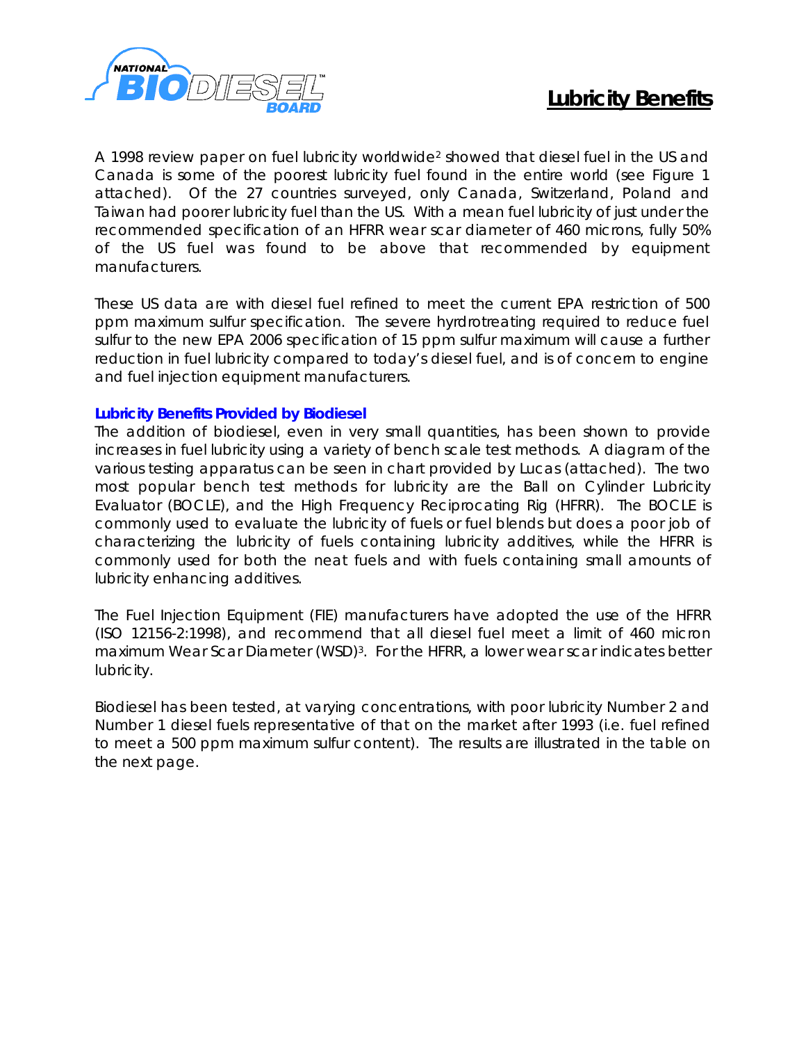## Lubricity Benefits

A 1998 review paper on fuel lubricity worldwide[2] showed that diesel fuel in the US and Canada is some of the poorest lubricity fuel found in the entire world (see Figure 1 attached). Of the 27 countries surveyed, only Canada, Switzerland, Poland and Taiwan had poorer lubricity fuel than the US. With a mean fuel lubricity of just under the recommended specification of an HFRR wear scar diameter of 460 microns, fully 50% of the US fuel was found to be above that recommended by equipment manufacturers.

These US data are with diesel fuel refined to meet the current EPA restriction of 500 ppm maximum sulfur specification. The severe hyrdrotreating required to reduce fuel sulfur to the new EPA 2006 specification of 15 ppm sulfur maximum will cause a further reduction in fuel lubricity compared to today's diesel fuel, and is of concern to engine and fuel injection equipment manufacturers.

### Lubricity Benefits Provided by Biodiesel

The addition of biodiesel, even in very small quantities, has been shown to provide increases in fuel lubricity using a variety of bench scale test methods. A diagram of the various testing apparatus can be seen in chart provided by Lucas (attached). The two most popular bench test methods for lubricity are the Ball on Cylinder Lubricity Evaluator (BOCLE), and the High Frequency Reciprocating Rig (HFRR). The BOCLE is commonly used to evaluate the lubricity of fuels or fuel blends but does a poor job of characterizing the lubricity of fuels containing lubricity additives, while the HFRR is commonly used for both the neat fuels and with fuels containing small amounts of lubricity enhancing additives.

The Fuel Injection Equipment (FIE) manufacturers have adopted the use of the HFRR (ISO 12156-2:1998), and recommend that all diesel fuel meet a limit of 460 micron maximum Wear Scar Diameter (WSD)[3]. For the HFRR, a lower wear scar indicates better lubricity.

Biodiesel has been tested, at varying concentrations, with poor lubricity Number 2 and Number 1 diesel fuels representative of that on the market after 1993 (i.e. fuel refined to meet a 500 ppm maximum sulfur content). The results are illustrated in the table on the next page.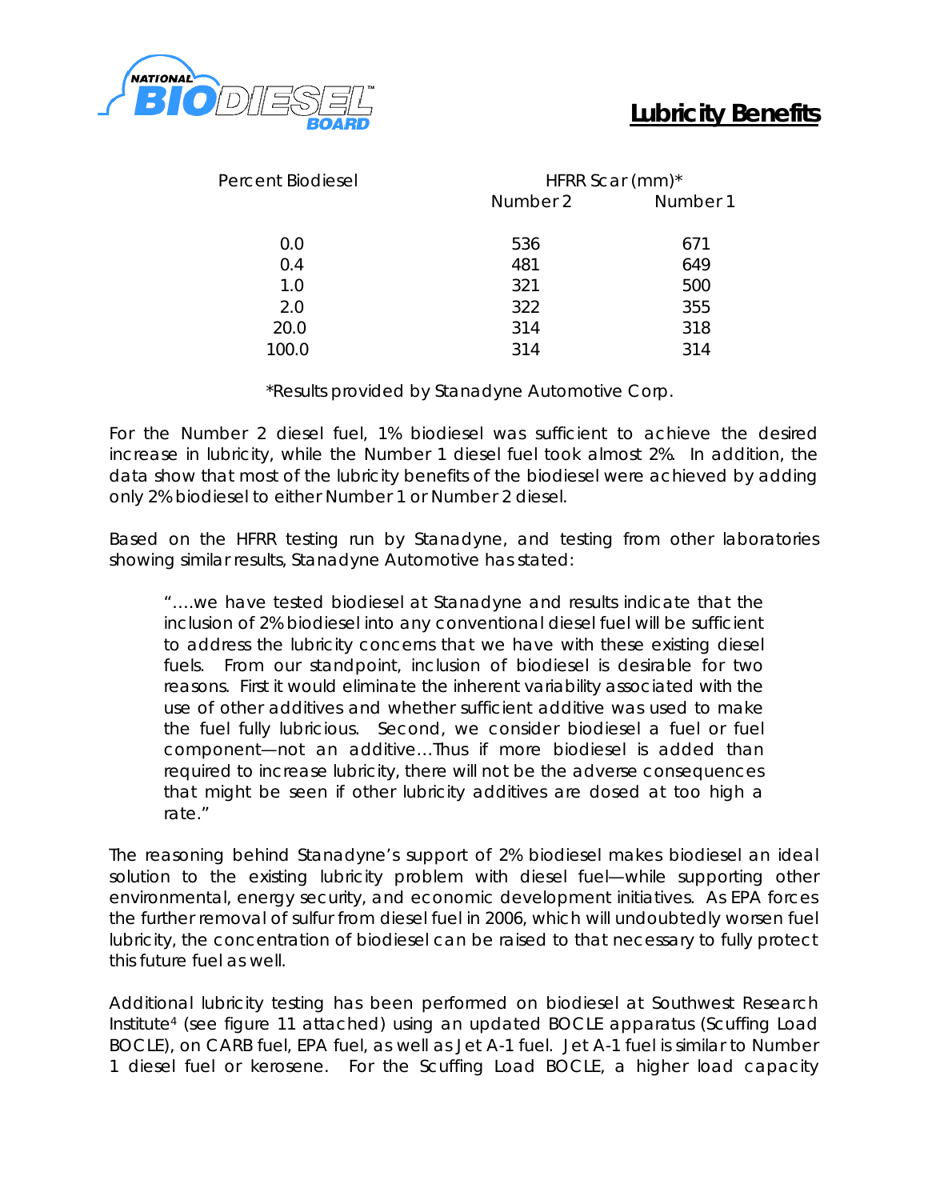## Lubricity Benefits

| Percent Biodiesel | HFRR Scar (mm)* | |
|---|---|---|
| | Number 2 | Number 1 |
| 0.0 | 536 | 671 |
| 0.4 | 481 | 649 |
| 1.0 | 321 | 500 |
| 2.0 | 322 | 355 |
| 20.0 | 314 | 318 |
| 100.0 | 314 | 314 |

*Results provided by Stanadyne Automotive Corp.

For the Number 2 diesel fuel, 1% biodiesel was sufficient to achieve the desired increase in lubricity, while the Number 1 diesel fuel took almost 2%. In addition, the data show that most of the lubricity benefits of the biodiesel were achieved by adding only 2% biodiesel to either Number 1 or Number 2 diesel.

Based on the HFRR testing run by Stanadyne, and testing from other laboratories showing similar results, Stanadyne Automotive has stated:

> "….we have tested biodiesel at Stanadyne and results indicate that the inclusion of 2% biodiesel into any conventional diesel fuel will be sufficient to address the lubricity concerns that we have with these existing diesel fuels. From our standpoint, inclusion of biodiesel is desirable for two reasons. First it would eliminate the inherent variability associated with the use of other additives and whether sufficient additive was used to make the fuel fully lubricious. Second, we consider biodiesel a fuel or fuel component—not an additive…Thus if more biodiesel is added than required to increase lubricity, there will not be the adverse consequences that might be seen if other lubricity additives are dosed at too high a rate."

The reasoning behind Stanadyne's support of 2% biodiesel makes biodiesel an ideal solution to the existing lubricity problem with diesel fuel—while supporting other environmental, energy security, and economic development initiatives. As EPA forces the further removal of sulfur from diesel fuel in 2006, which will undoubtedly worsen fuel lubricity, the concentration of biodiesel can be raised to that necessary to fully protect this future fuel as well.

Additional lubricity testing has been performed on biodiesel at Southwest Research Institute[4] (see figure 11 attached) using an updated BOCLE apparatus (Scuffing Load BOCLE), on CARB fuel, EPA fuel, as well as Jet A-1 fuel. Jet A-1 fuel is similar to Number 1 diesel fuel or kerosene. For the Scuffing Load BOCLE, a higher load capacity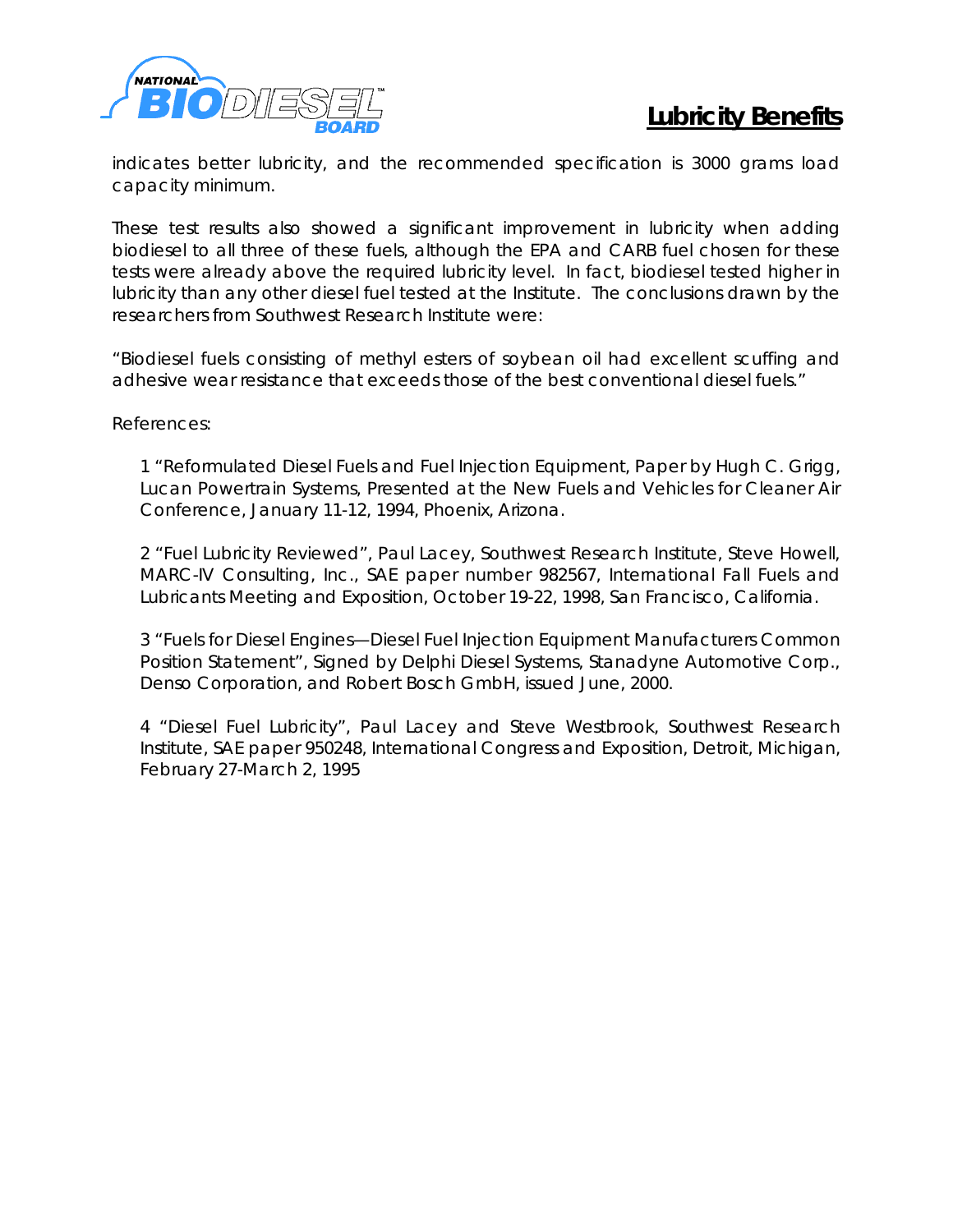indicates better lubricity, and the recommended specification is 3000 grams load capacity minimum.

These test results also showed a significant improvement in lubricity when adding biodiesel to all three of these fuels, although the EPA and CARB fuel chosen for these tests were already above the required lubricity level. In fact, biodiesel tested higher in lubricity than any other diesel fuel tested at the Institute. The conclusions drawn by the researchers from Southwest Research Institute were:

"Biodiesel fuels consisting of methyl esters of soybean oil had excellent scuffing and adhesive wear resistance that exceeds those of the best conventional diesel fuels."

References:

1 "Reformulated Diesel Fuels and Fuel Injection Equipment, Paper by Hugh C. Grigg, Lucan Powertrain Systems, Presented at the New Fuels and Vehicles for Cleaner Air Conference, January 11-12, 1994, Phoenix, Arizona.

2 "Fuel Lubricity Reviewed", Paul Lacey, Southwest Research Institute, Steve Howell, MARC-IV Consulting, Inc., SAE paper number 982567, International Fall Fuels and Lubricants Meeting and Exposition, October 19-22, 1998, San Francisco, California.

3 "Fuels for Diesel Engines—Diesel Fuel Injection Equipment Manufacturers Common Position Statement", Signed by Delphi Diesel Systems, Stanadyne Automotive Corp., Denso Corporation, and Robert Bosch GmbH, issued June, 2000.

4 "Diesel Fuel Lubricity", Paul Lacey and Steve Westbrook, Southwest Research Institute, SAE paper 950248, International Congress and Exposition, Detroit, Michigan, February 27-March 2, 1995